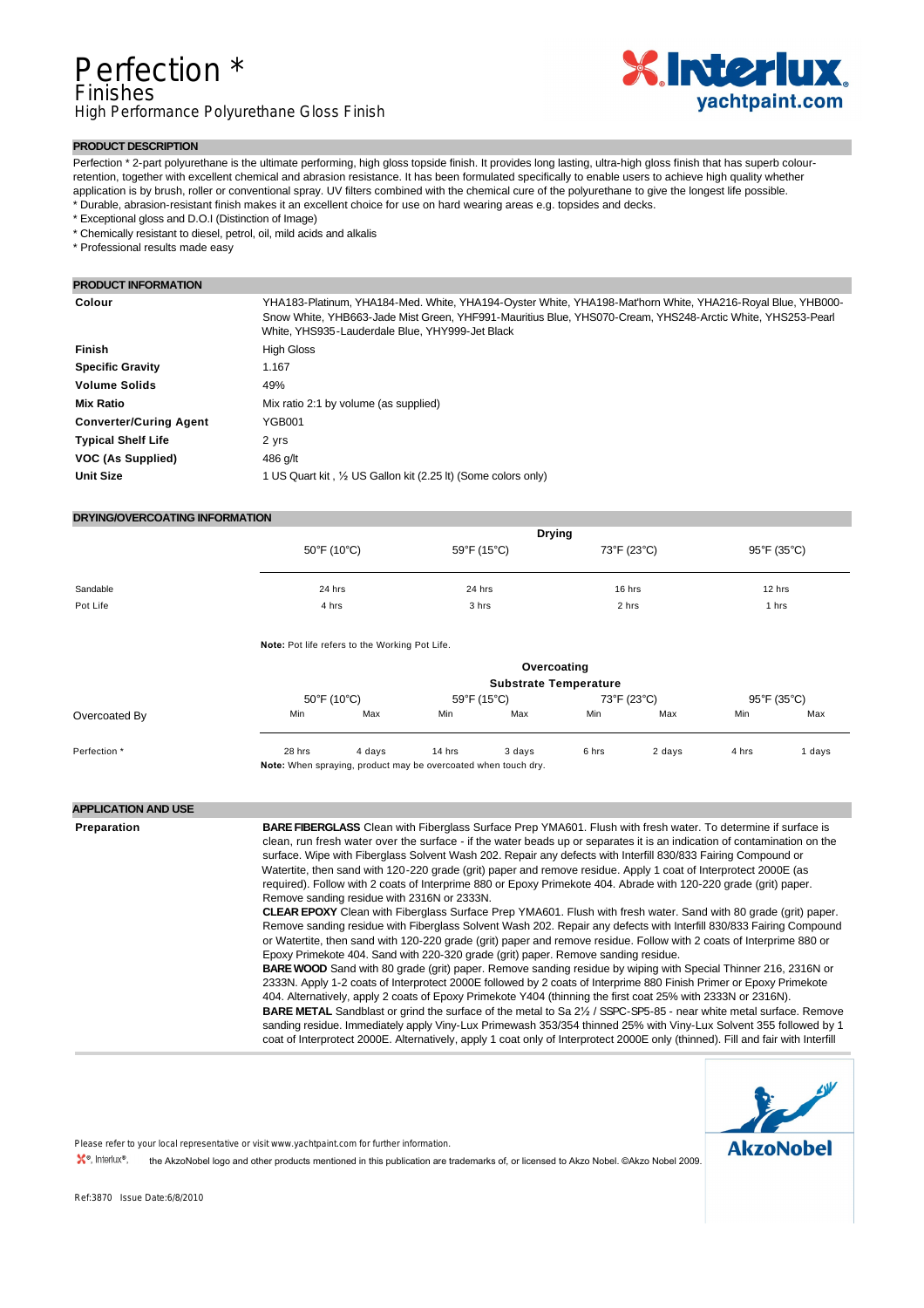# Perfection *

## Finishes

### High Performance Polyurethane Gloss Finish

## PRODUCT DESCRIPTION

Perfection * 2-part polyurethane is the ultimate performing, high gloss topside finish. It provides long lasting, ultra-high gloss finish that has superb colour-retention, together with excellent chemical and abrasion resistance. It has been formulated specifically to enable users to achieve high quality whether application is by brush, roller or conventional spray. UV filters combined with the chemical cure of the polyurethane to give the longest life possible.

* Durable, abrasion-resistant finish makes it an excellent choice for use on hard wearing areas e.g. topsides and decks.
* Exceptional gloss and D.O.I (Distinction of Image)
* Chemically resistant to diesel, petrol, oil, mild acids and alkalis
* Professional results made easy

## PRODUCT INFORMATION

| | |
|---|---|
| **Colour** | YHA183-Platinum, YHA184-Med. White, YHA194-Oyster White, YHA198-Mat'horn White, YHA216-Royal Blue, YHB000-Snow White, YHB663-Jade Mist Green, YHF991-Mauritius Blue, YHS070-Cream, YHS248-Arctic White, YHS253-Pearl White, YHS935-Lauderdale Blue, YHY999-Jet Black |
| **Finish** | High Gloss |
| **Specific Gravity** | 1.167 |
| **Volume Solids** | 49% |
| **Mix Ratio** | Mix ratio 2:1 by volume (as supplied) |
| **Converter/Curing Agent** | YGB001 |
| **Typical Shelf Life** | 2 yrs |
| **VOC (As Supplied)** | 486 g/lt |
| **Unit Size** | 1 US Quart kit , ½ US Gallon kit (2.25 lt) (Some colors only) |

## DRYING/OVERCOATING INFORMATION

| | Drying | | | |
|---|---|---|---|---|
| | 50°F (10°C) | 59°F (15°C) | 73°F (23°C) | 95°F (35°C) |
| Sandable | 24 hrs | 24 hrs | 16 hrs | 12 hrs |
| Pot Life | 4 hrs | 3 hrs | 2 hrs | 1 hrs |

**Note:** Pot life refers to the Working Pot Life.

| | Overcoating – Substrate Temperature | | | | | | | |
|---|---|---|---|---|---|---|---|---|
| | 50°F (10°C) | | 59°F (15°C) | | 73°F (23°C) | | 95°F (35°C) | |
| Overcoated By | Min | Max | Min | Max | Min | Max | Min | Max |
| Perfection * | 28 hrs | 4 days | 14 hrs | 3 days | 6 hrs | 2 days | 4 hrs | 1 days |

**Note:** When spraying, product may be overcoated when touch dry.

## APPLICATION AND USE

**Preparation**

**BARE FIBERGLASS** Clean with Fiberglass Surface Prep YMA601. Flush with fresh water. To determine if surface is clean, run fresh water over the surface - if the water beads up or separates it is an indication of contamination on the surface. Wipe with Fiberglass Solvent Wash 202. Repair any defects with Interfill 830/833 Fairing Compound or Watertite, then sand with 120-220 grade (grit) paper and remove residue. Apply 1 coat of Interprotect 2000E (as required). Follow with 2 coats of Interprime 880 or Epoxy Primekote 404. Abrade with 120-220 grade (grit) paper. Remove sanding residue with 2316N or 2333N.

**CLEAR EPOXY** Clean with Fiberglass Surface Prep YMA601. Flush with fresh water. Sand with 80 grade (grit) paper. Remove sanding residue with Fiberglass Solvent Wash 202. Repair any defects with Interfill 830/833 Fairing Compound or Watertite, then sand with 120-220 grade (grit) paper and remove residue. Follow with 2 coats of Interprime 880 or Epoxy Primekote 404. Sand with 220-320 grade (grit) paper. Remove sanding residue.

**BARE WOOD** Sand with 80 grade (grit) paper. Remove sanding residue by wiping with Special Thinner 216, 2316N or 2333N. Apply 1-2 coats of Interprotect 2000E followed by 2 coats of Interprime 880 Finish Primer or Epoxy Primekote 404. Alternatively, apply 2 coats of Epoxy Primekote Y404 (thinning the first coat 25% with 2333N or 2316N).

**BARE METAL** Sandblast or grind the surface of the metal to Sa 2½ / SSPC-SP5-85 - near white metal surface. Remove sanding residue. Immediately apply Viny-Lux Primewash 353/354 thinned 25% with Viny-Lux Solvent 355 followed by 1 coat of Interprotect 2000E. Alternatively, apply 1 coat only of Interprotect 2000E only (thinned). Fill and fair with Interfill

Please refer to your local representative or visit www.yachtpaint.com for further information.

®, Interlux®, the AkzoNobel logo and other products mentioned in this publication are trademarks of, or licensed to Akzo Nobel. ©Akzo Nobel 2009.

Ref:3870 Issue Date:6/8/2010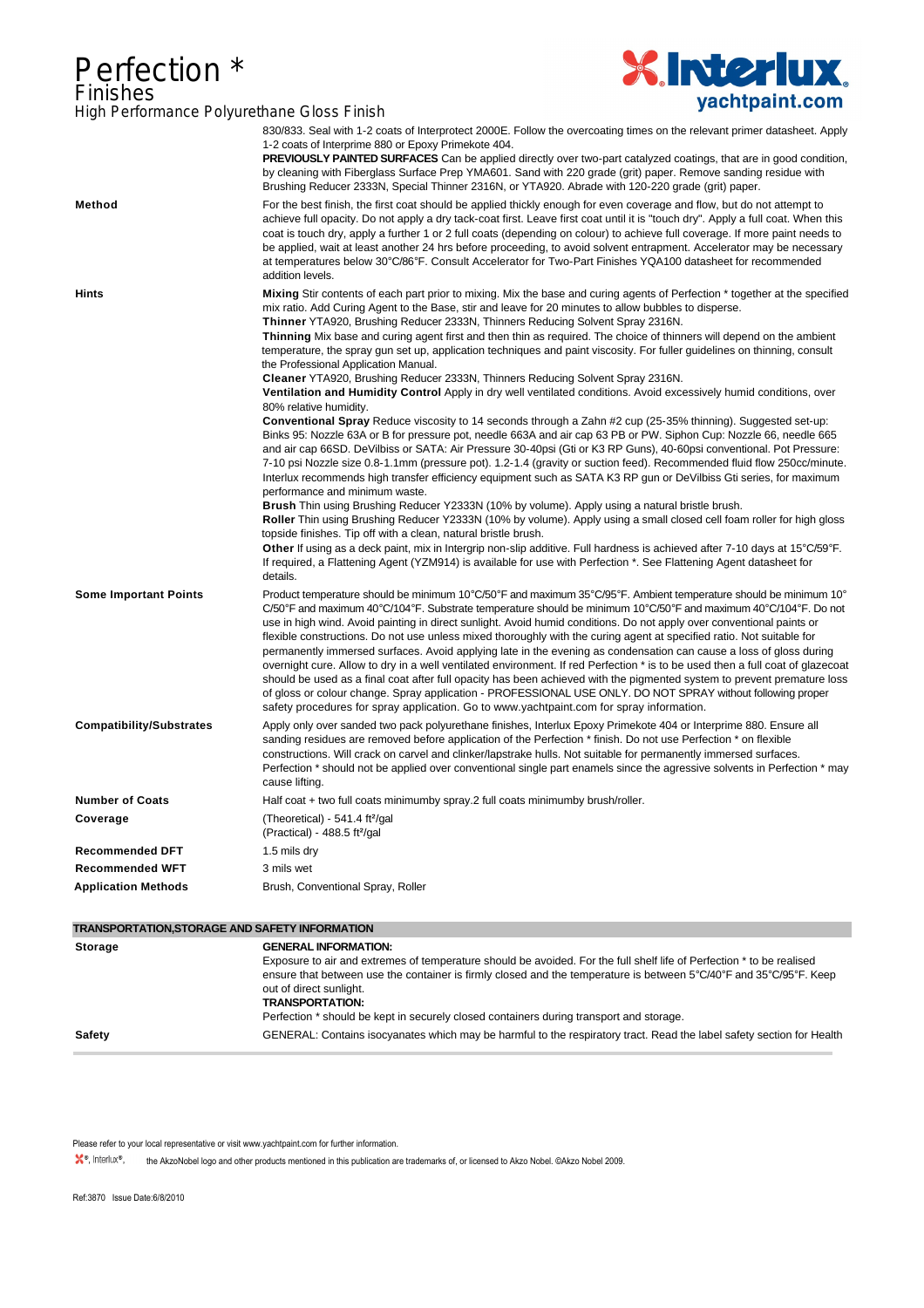830/833. Seal with 1-2 coats of Interprotect 2000E. Follow the overcoating times on the relevant primer datasheet. Apply 1-2 coats of Interprime 880 or Epoxy Primekote 404.
**PREVIOUSLY PAINTED SURFACES** Can be applied directly over two-part catalyzed coatings, that are in good condition, by cleaning with Fiberglass Surface Prep YMA601. Sand with 220 grade (grit) paper. Remove sanding residue with Brushing Reducer 2333N, Special Thinner 2316N, or YTA920. Abrade with 120-220 grade (grit) paper.

**Method**

For the best finish, the first coat should be applied thickly enough for even coverage and flow, but do not attempt to achieve full opacity. Do not apply a dry tack-coat first. Leave first coat until it is "touch dry". Apply a full coat. When this coat is touch dry, apply a further 1 or 2 full coats (depending on colour) to achieve full coverage. If more paint needs to be applied, wait at least another 24 hrs before proceeding, to avoid solvent entrapment. Accelerator may be necessary at temperatures below 30°C/86°F. Consult Accelerator for Two-Part Finishes YQA100 datasheet for recommended addition levels.

**Hints**

**Mixing** Stir contents of each part prior to mixing. Mix the base and curing agents of Perfection * together at the specified mix ratio. Add Curing Agent to the Base, stir and leave for 20 minutes to allow bubbles to disperse.
**Thinner** YTA920, Brushing Reducer 2333N, Thinners Reducing Solvent Spray 2316N.
**Thinning** Mix base and curing agent first and then thin as required. The choice of thinners will depend on the ambient temperature, the spray gun set up, application techniques and paint viscosity. For fuller guidelines on thinning, consult the Professional Application Manual.
**Cleaner** YTA920, Brushing Reducer 2333N, Thinners Reducing Solvent Spray 2316N.
**Ventilation and Humidity Control** Apply in dry well ventilated conditions. Avoid excessively humid conditions, over 80% relative humidity.
**Conventional Spray** Reduce viscosity to 14 seconds through a Zahn #2 cup (25-35% thinning). Suggested set-up: Binks 95: Nozzle 63A or B for pressure pot, needle 663A and air cap 63 PB or PW. Siphon Cup: Nozzle 66, needle 665 and air cap 66SD. DeVilbiss or SATA: Air Pressure 30-40psi (Gti or K3 RP Guns), 40-60psi conventional. Pot Pressure: 7-10 psi Nozzle size 0.8-1.1mm (pressure pot). 1.2-1.4 (gravity or suction feed). Recommended fluid flow 250cc/minute. Interlux recommends high transfer efficiency equipment such as SATA K3 RP gun or DeVilbiss Gti series, for maximum performance and minimum waste.
**Brush** Thin using Brushing Reducer Y2333N (10% by volume). Apply using a natural bristle brush.
**Roller** Thin using Brushing Reducer Y2333N (10% by volume). Apply using a small closed cell foam roller for high gloss topside finishes. Tip off with a clean, natural bristle brush.
**Other** If using as a deck paint, mix in Intergrip non-slip additive. Full hardness is achieved after 7-10 days at 15°C/59°F. If required, a Flattening Agent (YZM914) is available for use with Perfection *. See Flattening Agent datasheet for details.

**Some Important Points**

Product temperature should be minimum 10°C/50°F and maximum 35°C/95°F. Ambient temperature should be minimum 10°C/50°F and maximum 40°C/104°F. Substrate temperature should be minimum 10°C/50°F and maximum 40°C/104°F. Do not use in high wind. Avoid painting in direct sunlight. Avoid humid conditions. Do not apply over conventional paints or flexible constructions. Do not use unless mixed thoroughly with the curing agent at specified ratio. Not suitable for permanently immersed surfaces. Avoid applying late in the evening as condensation can cause a loss of gloss during overnight cure. Allow to dry in a well ventilated environment. If red Perfection * is to be used then a full coat of glazecoat should be used as a final coat after full opacity has been achieved with the pigmented system to prevent premature loss of gloss or colour change. Spray application - PROFESSIONAL USE ONLY. DO NOT SPRAY without following proper safety procedures for spray application. Go to www.yachtpaint.com for spray information.

**Compatibility/Substrates**

Apply only over sanded two pack polyurethane finishes, Interlux Epoxy Primekote 404 or Interprime 880. Ensure all sanding residues are removed before application of the Perfection * finish. Do not use Perfection * on flexible constructions. Will crack on carvel and clinker/lapstrake hulls. Not suitable for permanently immersed surfaces. Perfection * should not be applied over conventional single part enamels since the agressive solvents in Perfection * may cause lifting.

**Number of Coats** Half coat + two full coats minimumby spray.2 full coats minimumby brush/roller.

**Coverage** (Theoretical) - 541.4 ft²/gal
(Practical) - 488.5 ft²/gal

**Recommended DFT** 1.5 mils dry

**Recommended WFT** 3 mils wet

**Application Methods** Brush, Conventional Spray, Roller

## TRANSPORTATION,STORAGE AND SAFETY INFORMATION

**Storage**

**GENERAL INFORMATION:**
Exposure to air and extremes of temperature should be avoided. For the full shelf life of Perfection * to be realised ensure that between use the container is firmly closed and the temperature is between 5°C/40°F and 35°C/95°F. Keep out of direct sunlight.
**TRANSPORTATION:**
Perfection * should be kept in securely closed containers during transport and storage.

**Safety**

GENERAL: Contains isocyanates which may be harmful to the respiratory tract. Read the label safety section for Health

Please refer to your local representative or visit www.yachtpaint.com for further information.

®, Interlux®, the AkzoNobel logo and other products mentioned in this publication are trademarks of, or licensed to Akzo Nobel. ©Akzo Nobel 2009.

Ref:3870 Issue Date:6/8/2010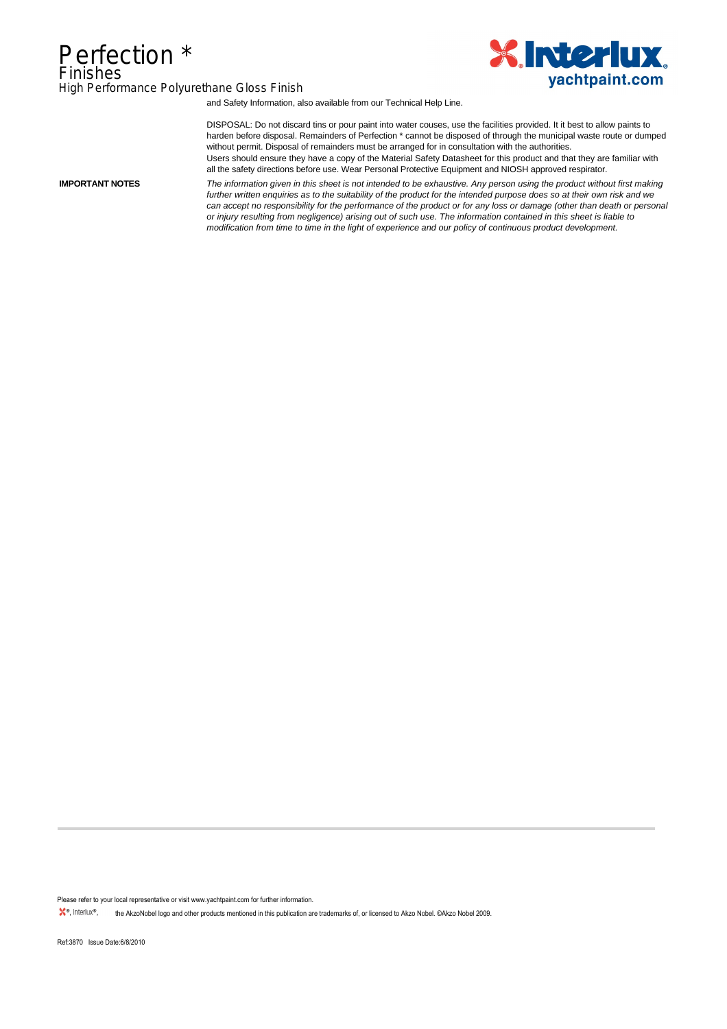and Safety Information, also available from our Technical Help Line.

DISPOSAL: Do not discard tins or pour paint into water couses, use the facilities provided. It it best to allow paints to harden before disposal. Remainders of Perfection * cannot be disposed of through the municipal waste route or dumped without permit. Disposal of remainders must be arranged for in consultation with the authorities.
Users should ensure they have a copy of the Material Safety Datasheet for this product and that they are familiar with all the safety directions before use. Wear Personal Protective Equipment and NIOSH approved respirator.

**IMPORTANT NOTES**

*The information given in this sheet is not intended to be exhaustive. Any person using the product without first making further written enquiries as to the suitability of the product for the intended purpose does so at their own risk and we can accept no responsibility for the performance of the product or for any loss or damage (other than death or personal or injury resulting from negligence) arising out of such use. The information contained in this sheet is liable to modification from time to time in the light of experience and our policy of continuous product development.*

Please refer to your local representative or visit www.yachtpaint.com for further information.

®, Interlux®, the AkzoNobel logo and other products mentioned in this publication are trademarks of, or licensed to Akzo Nobel. ©Akzo Nobel 2009.

Ref:3870 Issue Date:6/8/2010